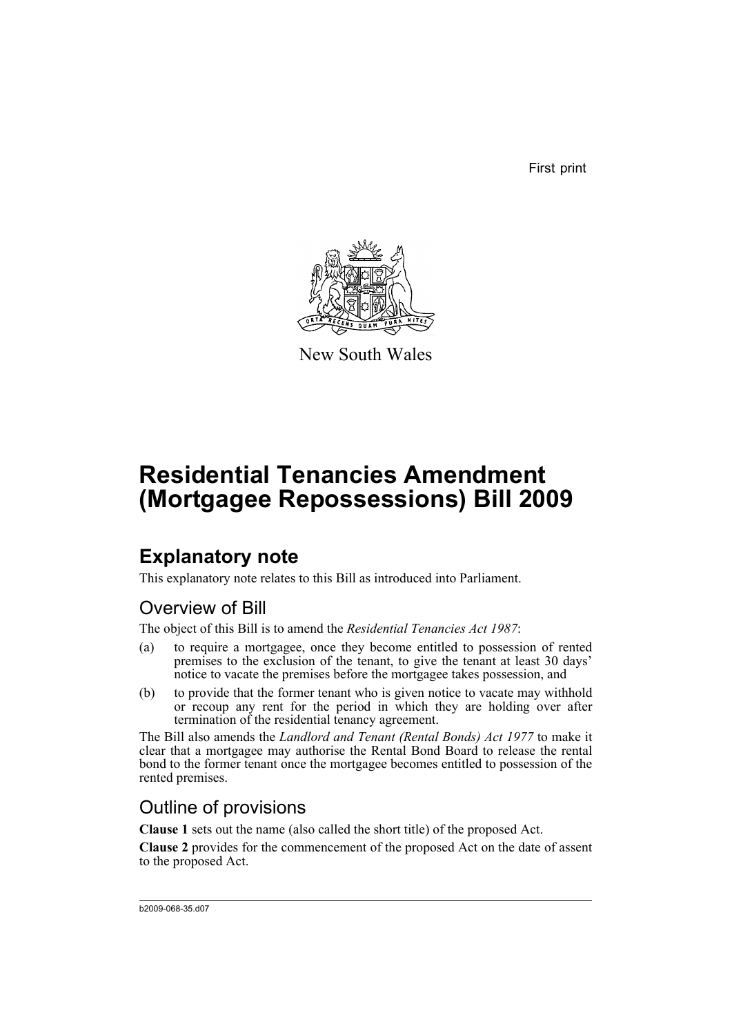First print

New South Wales

# Residential Tenancies Amendment (Mortgagee Repossessions) Bill 2009

## Explanatory note

This explanatory note relates to this Bill as introduced into Parliament.

### Overview of Bill

The object of this Bill is to amend the *Residential Tenancies Act 1987*:

(a) to require a mortgagee, once they become entitled to possession of rented premises to the exclusion of the tenant, to give the tenant at least 30 days' notice to vacate the premises before the mortgagee takes possession, and

(b) to provide that the former tenant who is given notice to vacate may withhold or recoup any rent for the period in which they are holding over after termination of the residential tenancy agreement.

The Bill also amends the *Landlord and Tenant (Rental Bonds) Act 1977* to make it clear that a mortgagee may authorise the Rental Bond Board to release the rental bond to the former tenant once the mortgagee becomes entitled to possession of the rented premises.

### Outline of provisions

**Clause 1** sets out the name (also called the short title) of the proposed Act.

**Clause 2** provides for the commencement of the proposed Act on the date of assent to the proposed Act.

b2009-068-35.d07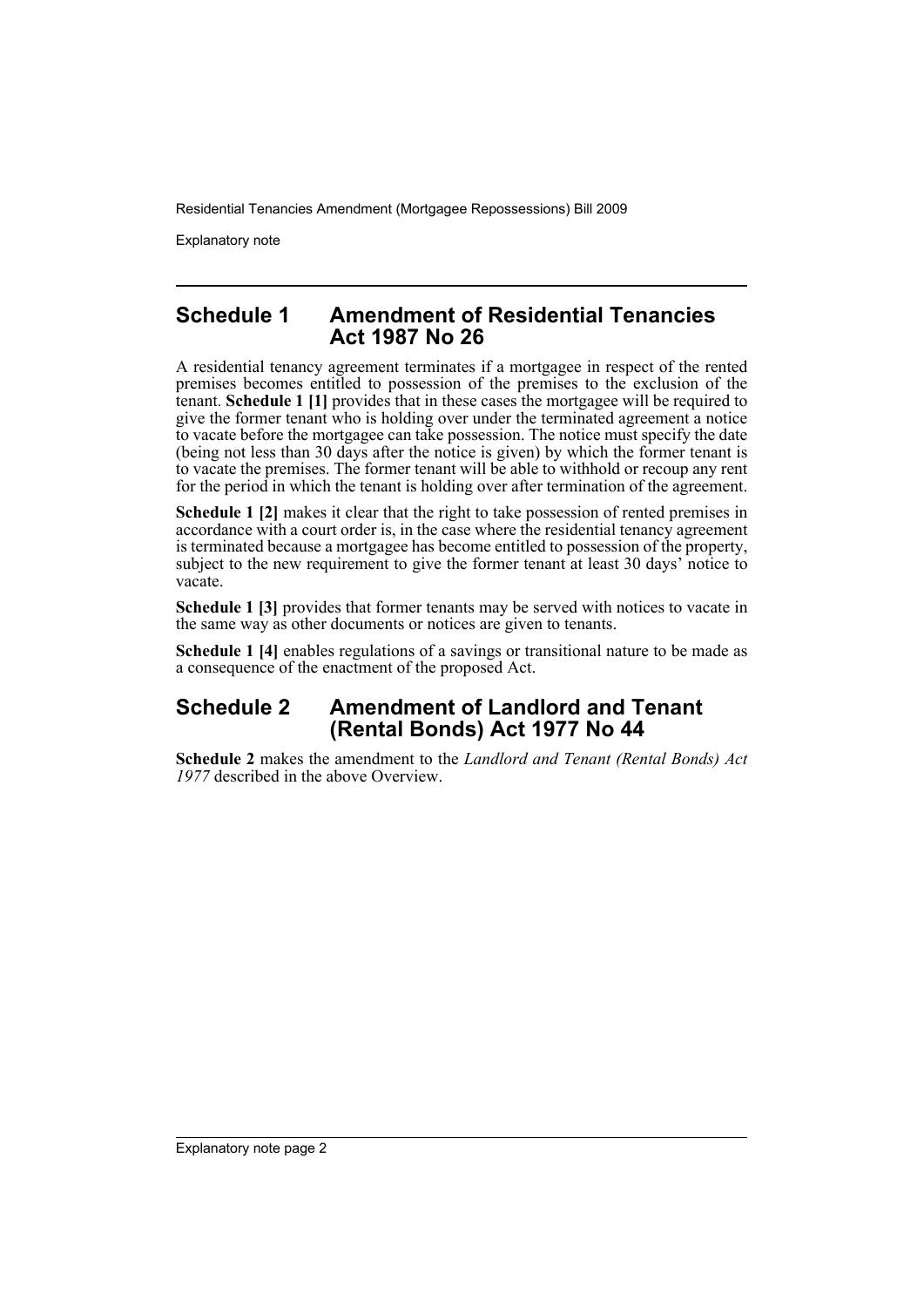## Schedule 1 Amendment of Residential Tenancies Act 1987 No 26

A residential tenancy agreement terminates if a mortgagee in respect of the rented premises becomes entitled to possession of the premises to the exclusion of the tenant. **Schedule 1 [1]** provides that in these cases the mortgagee will be required to give the former tenant who is holding over under the terminated agreement a notice to vacate before the mortgagee can take possession. The notice must specify the date (being not less than 30 days after the notice is given) by which the former tenant is to vacate the premises. The former tenant will be able to withhold or recoup any rent for the period in which the tenant is holding over after termination of the agreement.

**Schedule 1 [2]** makes it clear that the right to take possession of rented premises in accordance with a court order is, in the case where the residential tenancy agreement is terminated because a mortgagee has become entitled to possession of the property, subject to the new requirement to give the former tenant at least 30 days' notice to vacate.

**Schedule 1 [3]** provides that former tenants may be served with notices to vacate in the same way as other documents or notices are given to tenants.

**Schedule 1 [4]** enables regulations of a savings or transitional nature to be made as a consequence of the enactment of the proposed Act.

## Schedule 2 Amendment of Landlord and Tenant (Rental Bonds) Act 1977 No 44

**Schedule 2** makes the amendment to the *Landlord and Tenant (Rental Bonds) Act 1977* described in the above Overview.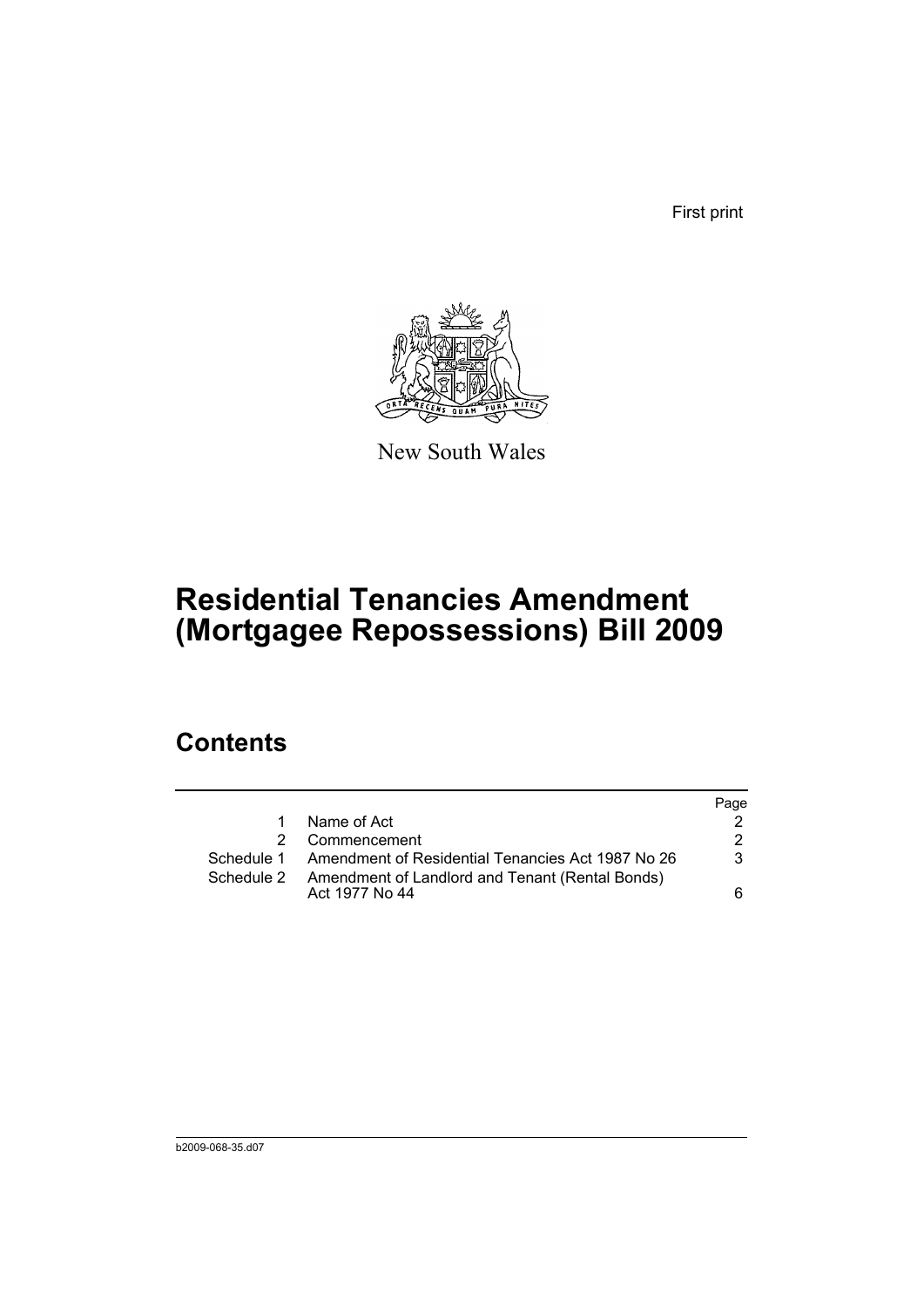First print

New South Wales

# Residential Tenancies Amendment (Mortgagee Repossessions) Bill 2009

## Contents

| | | Page |
|---|---|---|
| 1 | Name of Act | 2 |
| 2 | Commencement | 2 |
| Schedule 1 | Amendment of Residential Tenancies Act 1987 No 26 | 3 |
| Schedule 2 | Amendment of Landlord and Tenant (Rental Bonds) Act 1977 No 44 | 6 |

b2009-068-35.d07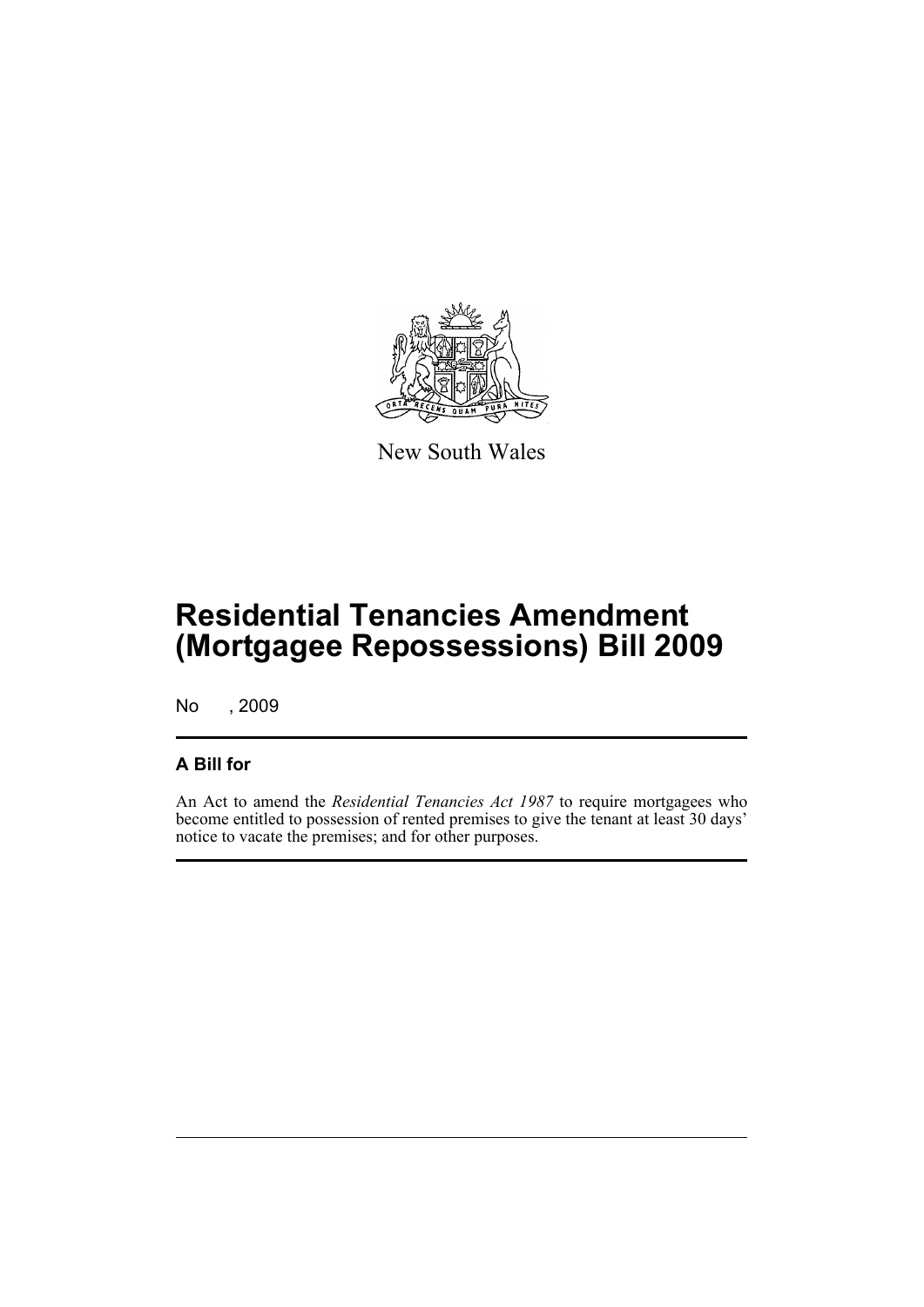New South Wales

# Residential Tenancies Amendment (Mortgagee Repossessions) Bill 2009

No , 2009

## A Bill for

An Act to amend the *Residential Tenancies Act 1987* to require mortgagees who become entitled to possession of rented premises to give the tenant at least 30 days' notice to vacate the premises; and for other purposes.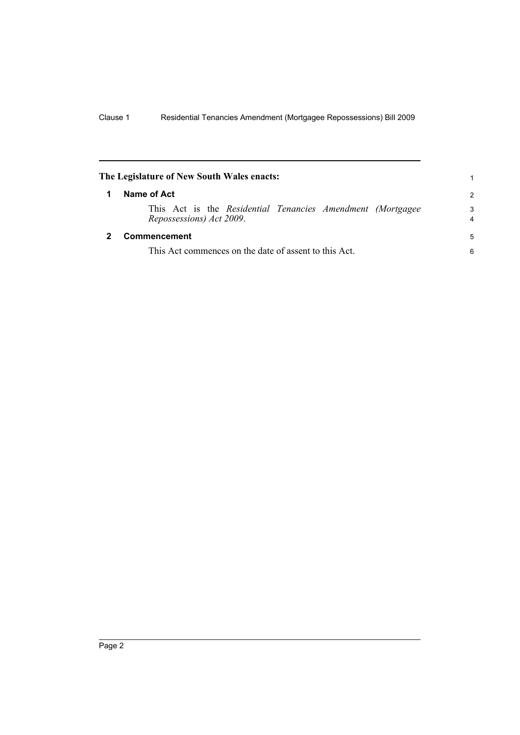**The Legislature of New South Wales enacts:**

## 1 Name of Act

This Act is the *Residential Tenancies Amendment (Mortgagee Repossessions) Act 2009*.

## 2 Commencement

This Act commences on the date of assent to this Act.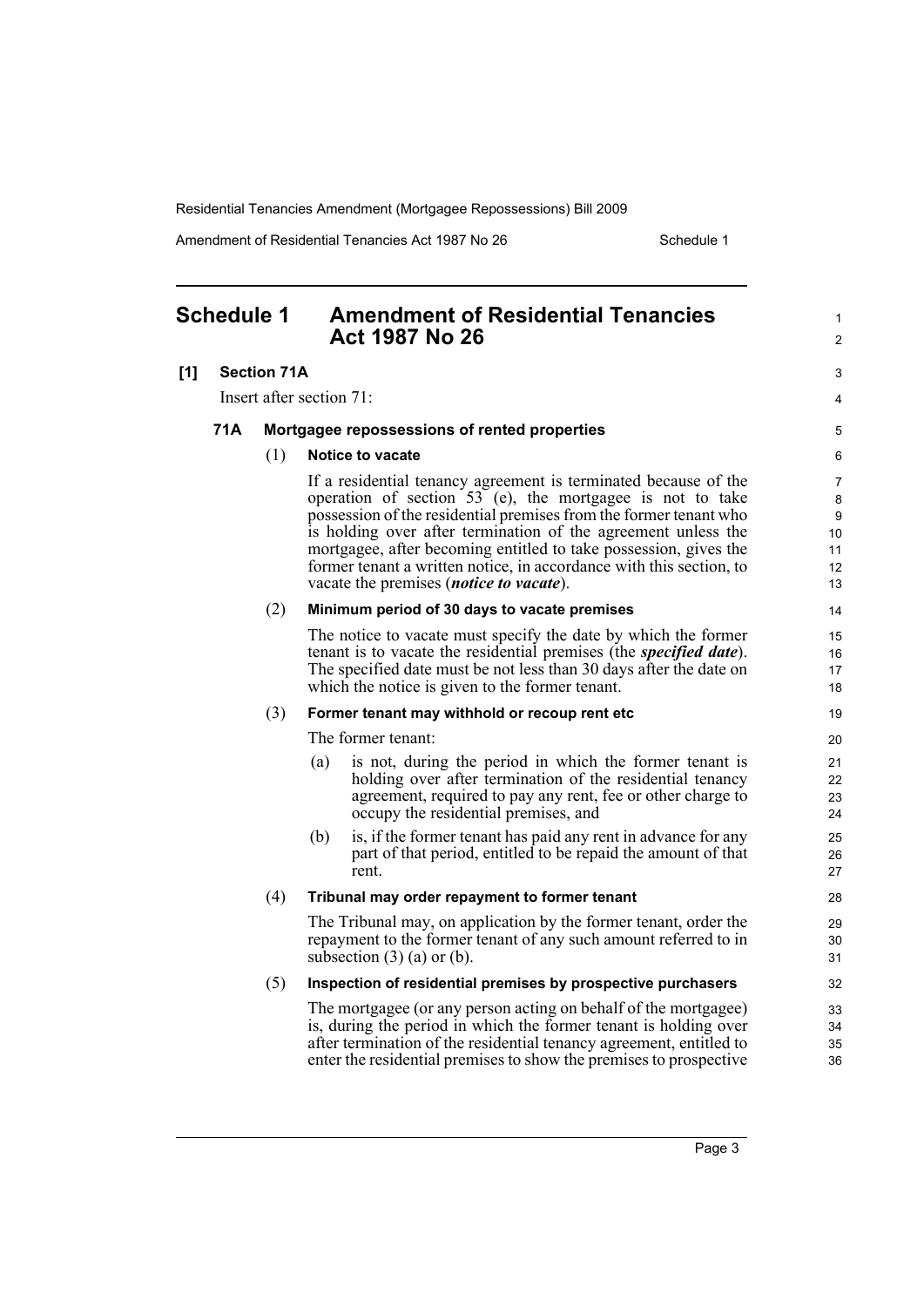## Schedule 1 Amendment of Residential Tenancies Act 1987 No 26

**[1] Section 71A**

Insert after section 71:

### 71A Mortgagee repossessions of rented properties

(1) **Notice to vacate**

If a residential tenancy agreement is terminated because of the operation of section 53 (e), the mortgagee is not to take possession of the residential premises from the former tenant who is holding over after termination of the agreement unless the mortgagee, after becoming entitled to take possession, gives the former tenant a written notice, in accordance with this section, to vacate the premises (***notice to vacate***).

(2) **Minimum period of 30 days to vacate premises**

The notice to vacate must specify the date by which the former tenant is to vacate the residential premises (the ***specified date***). The specified date must be not less than 30 days after the date on which the notice is given to the former tenant.

(3) **Former tenant may withhold or recoup rent etc**

The former tenant:

(a) is not, during the period in which the former tenant is holding over after termination of the residential tenancy agreement, required to pay any rent, fee or other charge to occupy the residential premises, and

(b) is, if the former tenant has paid any rent in advance for any part of that period, entitled to be repaid the amount of that rent.

(4) **Tribunal may order repayment to former tenant**

The Tribunal may, on application by the former tenant, order the repayment to the former tenant of any such amount referred to in subsection (3) (a) or (b).

(5) **Inspection of residential premises by prospective purchasers**

The mortgagee (or any person acting on behalf of the mortgagee) is, during the period in which the former tenant is holding over after termination of the residential tenancy agreement, entitled to enter the residential premises to show the premises to prospective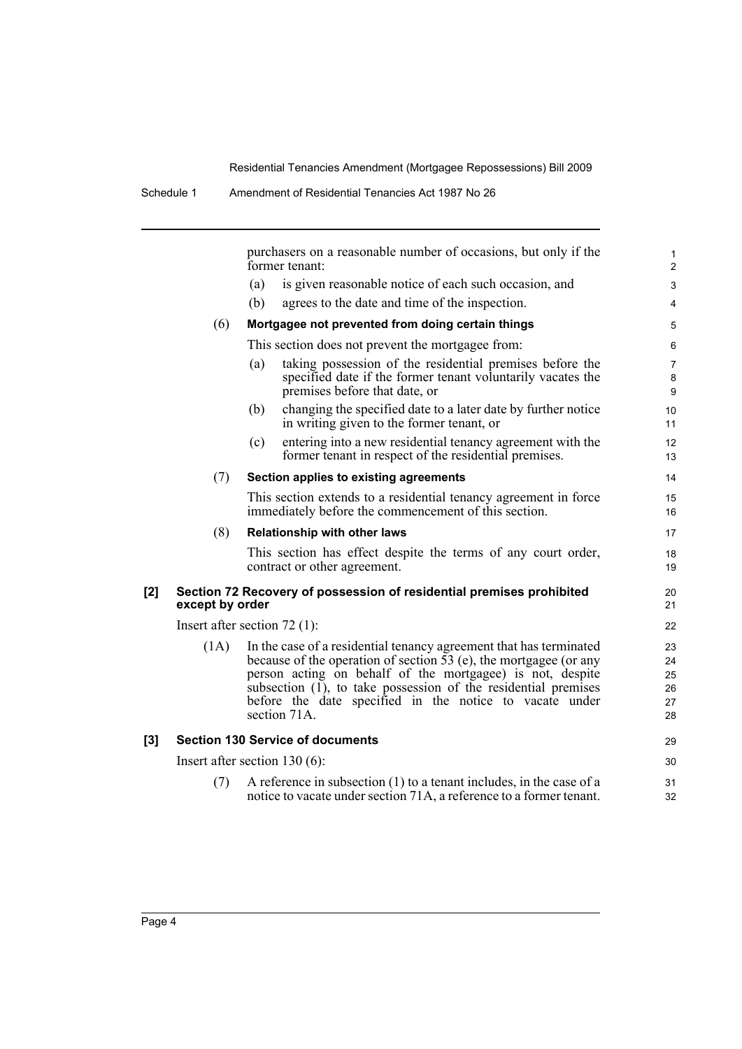purchasers on a reasonable number of occasions, but only if the former tenant:

(a) is given reasonable notice of each such occasion, and

(b) agrees to the date and time of the inspection.

(6) **Mortgagee not prevented from doing certain things**

This section does not prevent the mortgagee from:

(a) taking possession of the residential premises before the specified date if the former tenant voluntarily vacates the premises before that date, or

(b) changing the specified date to a later date by further notice in writing given to the former tenant, or

(c) entering into a new residential tenancy agreement with the former tenant in respect of the residential premises.

(7) **Section applies to existing agreements**

This section extends to a residential tenancy agreement in force immediately before the commencement of this section.

(8) **Relationship with other laws**

This section has effect despite the terms of any court order, contract or other agreement.

**[2] Section 72 Recovery of possession of residential premises prohibited except by order**

Insert after section 72 (1):

(1A) In the case of a residential tenancy agreement that has terminated because of the operation of section 53 (e), the mortgagee (or any person acting on behalf of the mortgagee) is not, despite subsection (1), to take possession of the residential premises before the date specified in the notice to vacate under section 71A.

**[3] Section 130 Service of documents**

Insert after section 130 (6):

(7) A reference in subsection (1) to a tenant includes, in the case of a notice to vacate under section 71A, a reference to a former tenant.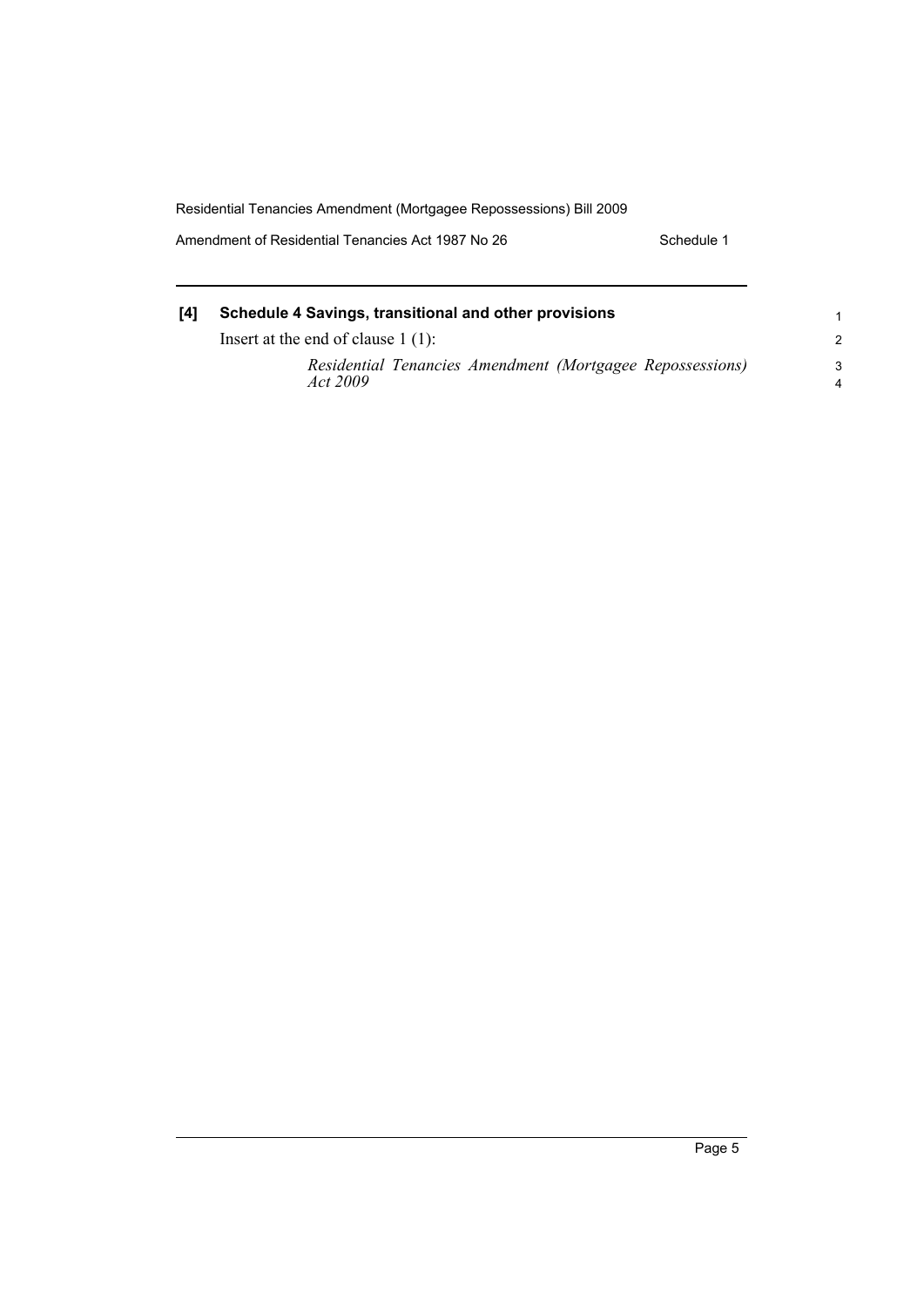**[4] Schedule 4 Savings, transitional and other provisions**

Insert at the end of clause 1 (1):

> *Residential Tenancies Amendment (Mortgagee Repossessions) Act 2009*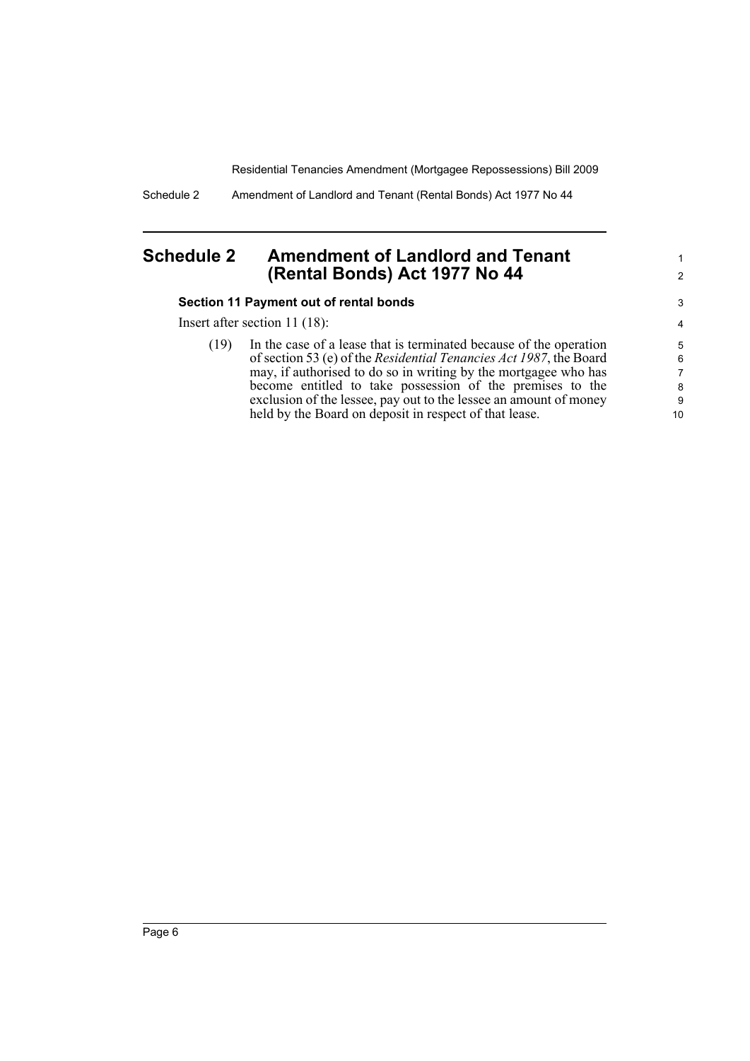# Schedule 2 Amendment of Landlord and Tenant (Rental Bonds) Act 1977 No 44

### Section 11 Payment out of rental bonds

Insert after section 11 (18):

(19) In the case of a lease that is terminated because of the operation of section 53 (e) of the *Residential Tenancies Act 1987*, the Board may, if authorised to do so in writing by the mortgagee who has become entitled to take possession of the premises to the exclusion of the lessee, pay out to the lessee an amount of money held by the Board on deposit in respect of that lease.